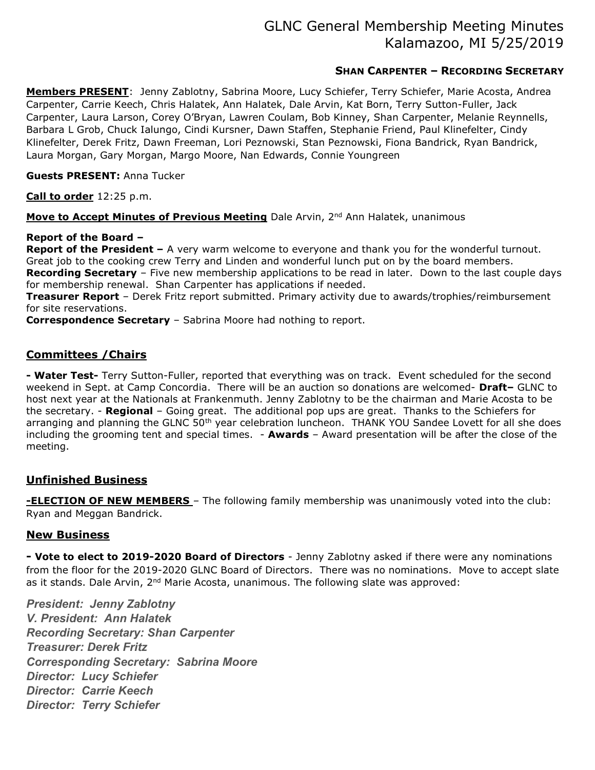# GLNC General Membership Meeting Minutes
## Kalamazoo, MI 5/25/2019

**SHAN CARPENTER – RECORDING SECRETARY**

**Members PRESENT**: Jenny Zablotny, Sabrina Moore, Lucy Schiefer, Terry Schiefer, Marie Acosta, Andrea Carpenter, Carrie Keech, Chris Halatek, Ann Halatek, Dale Arvin, Kat Born, Terry Sutton-Fuller, Jack Carpenter, Laura Larson, Corey O'Bryan, Lawren Coulam, Bob Kinney, Shan Carpenter, Melanie Reynnells, Barbara L Grob, Chuck Ialungo, Cindi Kursner, Dawn Staffen, Stephanie Friend, Paul Klinefelter, Cindy Klinefelter, Derek Fritz, Dawn Freeman, Lori Peznowski, Stan Peznowski, Fiona Bandrick, Ryan Bandrick, Laura Morgan, Gary Morgan, Margo Moore, Nan Edwards, Connie Youngreen

**Guests PRESENT:** Anna Tucker

**Call to order** 12:25 p.m.

**Move to Accept Minutes of Previous Meeting** Dale Arvin, 2nd Ann Halatek, unanimous

**Report of the Board –**
**Report of the President –** A very warm welcome to everyone and thank you for the wonderful turnout. Great job to the cooking crew Terry and Linden and wonderful lunch put on by the board members.
**Recording Secretary** – Five new membership applications to be read in later. Down to the last couple days for membership renewal. Shan Carpenter has applications if needed.
**Treasurer Report** – Derek Fritz report submitted. Primary activity due to awards/trophies/reimbursement for site reservations.
**Correspondence Secretary** – Sabrina Moore had nothing to report.

## Committees /Chairs

**- Water Test-** Terry Sutton-Fuller, reported that everything was on track. Event scheduled for the second weekend in Sept. at Camp Concordia. There will be an auction so donations are welcomed- **Draft–** GLNC to host next year at the Nationals at Frankenmuth. Jenny Zablotny to be the chairman and Marie Acosta to be the secretary. - **Regional** – Going great. The additional pop ups are great. Thanks to the Schiefers for arranging and planning the GLNC 50th year celebration luncheon. THANK YOU Sandee Lovett for all she does including the grooming tent and special times. - **Awards** – Award presentation will be after the close of the meeting.

## Unfinished Business

**-ELECTION OF NEW MEMBERS** – The following family membership was unanimously voted into the club: Ryan and Meggan Bandrick.

## New Business

**- Vote to elect to 2019-2020 Board of Directors** - Jenny Zablotny asked if there were any nominations from the floor for the 2019-2020 GLNC Board of Directors. There was no nominations. Move to accept slate as it stands. Dale Arvin, 2nd Marie Acosta, unanimous. The following slate was approved:

***President: Jenny Zablotny***
***V. President: Ann Halatek***
***Recording Secretary: Shan Carpenter***
***Treasurer: Derek Fritz***
***Corresponding Secretary: Sabrina Moore***
***Director: Lucy Schiefer***
***Director: Carrie Keech***
***Director: Terry Schiefer***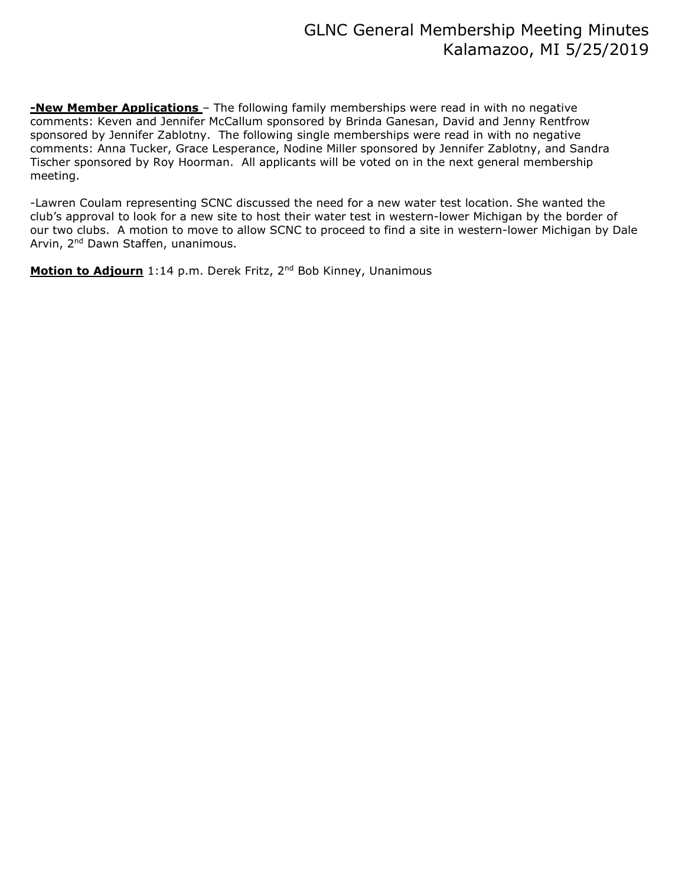**-New Member Applications** – The following family memberships were read in with no negative comments: Keven and Jennifer McCallum sponsored by Brinda Ganesan, David and Jenny Rentfrow sponsored by Jennifer Zablotny. The following single memberships were read in with no negative comments: Anna Tucker, Grace Lesperance, Nodine Miller sponsored by Jennifer Zablotny, and Sandra Tischer sponsored by Roy Hoorman. All applicants will be voted on in the next general membership meeting.

-Lawren Coulam representing SCNC discussed the need for a new water test location. She wanted the club's approval to look for a new site to host their water test in western-lower Michigan by the border of our two clubs. A motion to move to allow SCNC to proceed to find a site in western-lower Michigan by Dale Arvin, 2nd Dawn Staffen, unanimous.

**Motion to Adjourn** 1:14 p.m. Derek Fritz, 2nd Bob Kinney, Unanimous